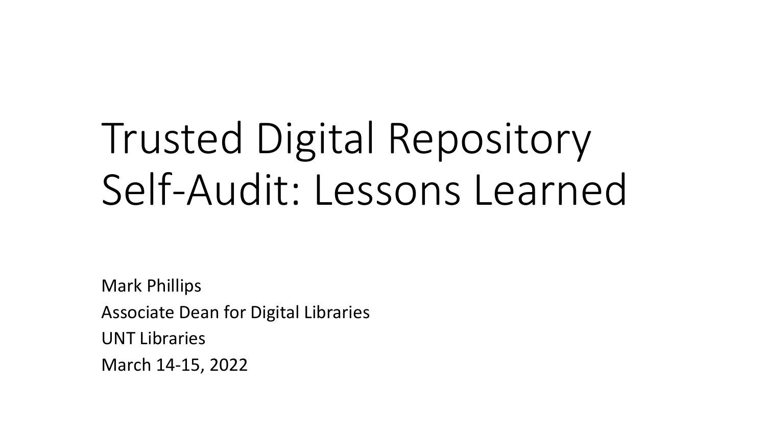# Trusted Digital Repository Self-Audit: Lessons Learned

Mark Phillips

Associate Dean for Digital Libraries

UNT Libraries

March 14-15, 2022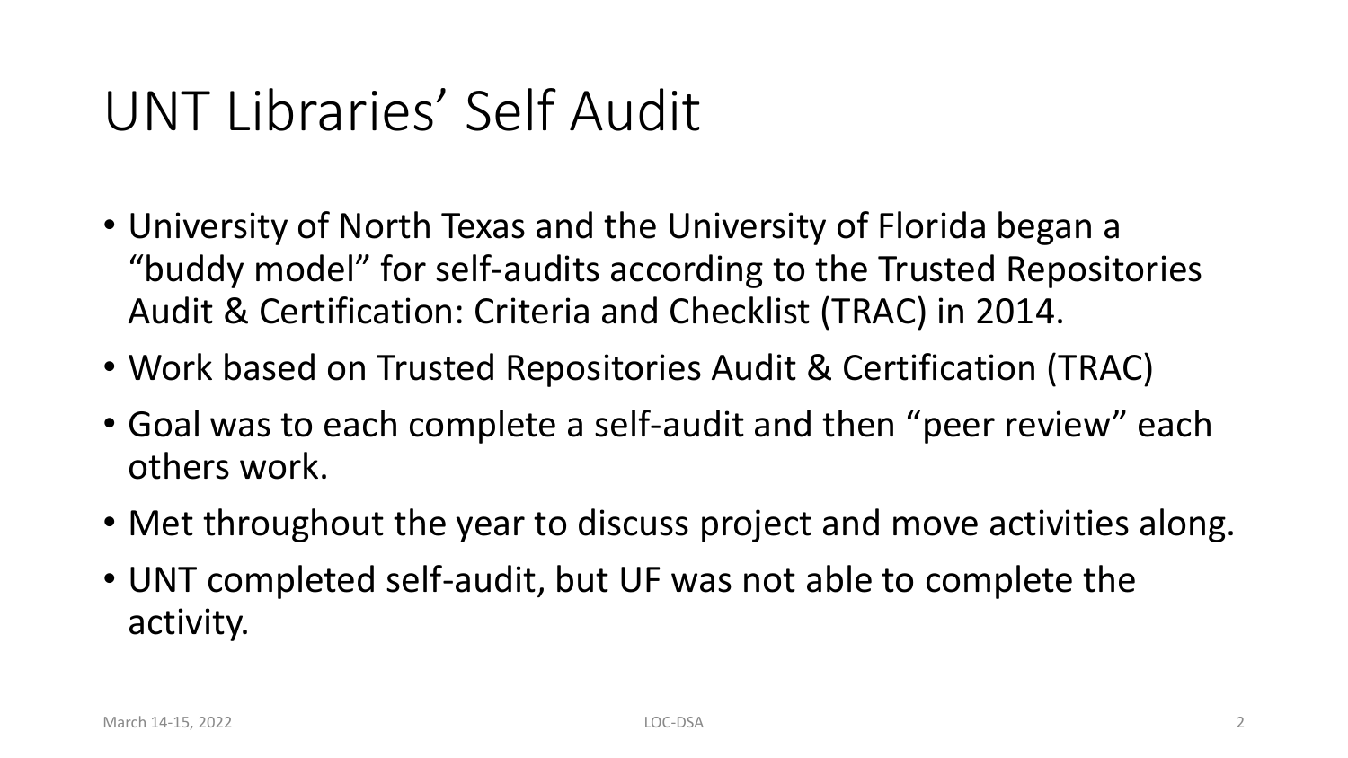# UNT Libraries' Self Audit

- University of North Texas and the University of Florida began a "buddy model" for self-audits according to the Trusted Repositories Audit & Certification: Criteria and Checklist (TRAC) in 2014.
- Work based on Trusted Repositories Audit & Certification (TRAC)
- Goal was to each complete a self-audit and then "peer review" each others work.
- Met throughout the year to discuss project and move activities along.
- UNT completed self-audit, but UF was not able to complete the activity.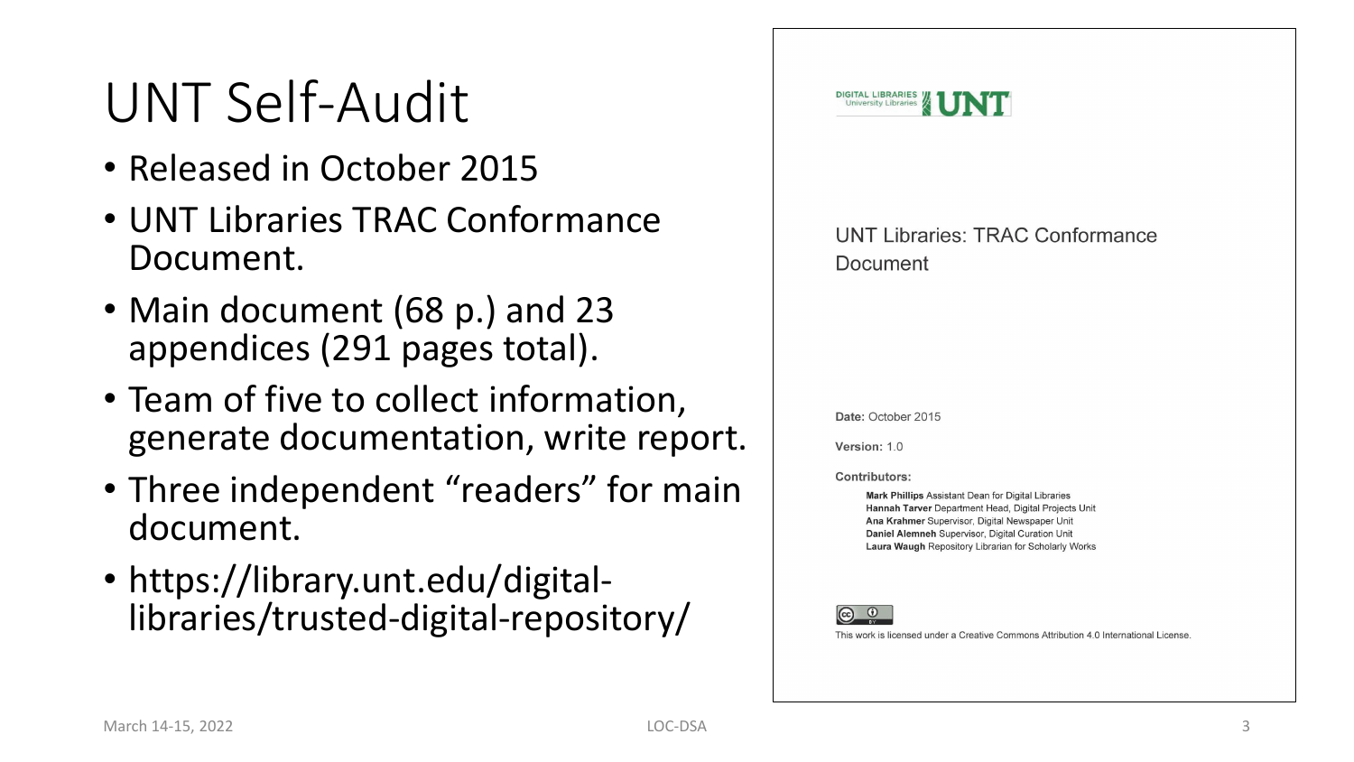# UNT Self-Audit

- Released in October 2015
- UNT Libraries TRAC Conformance Document.
- Main document (68 p.) and 23 appendices (291 pages total).
- Team of five to collect information, generate documentation, write report.
- Three independent "readers" for main document.
- https://library.unt.edu/digital-libraries/trusted-digital-repository/

DIGITAL LIBRARIES University Libraries UNT

UNT Libraries: TRAC Conformance Document

**Date:** October 2015

**Version:** 1.0

**Contributors:**

**Mark Phillips** Assistant Dean for Digital Libraries
**Hannah Tarver** Department Head, Digital Projects Unit
**Ana Krahmer** Supervisor, Digital Newspaper Unit
**Daniel Alemneh** Supervisor, Digital Curation Unit
**Laura Waugh** Repository Librarian for Scholarly Works

This work is licensed under a Creative Commons Attribution 4.0 International License.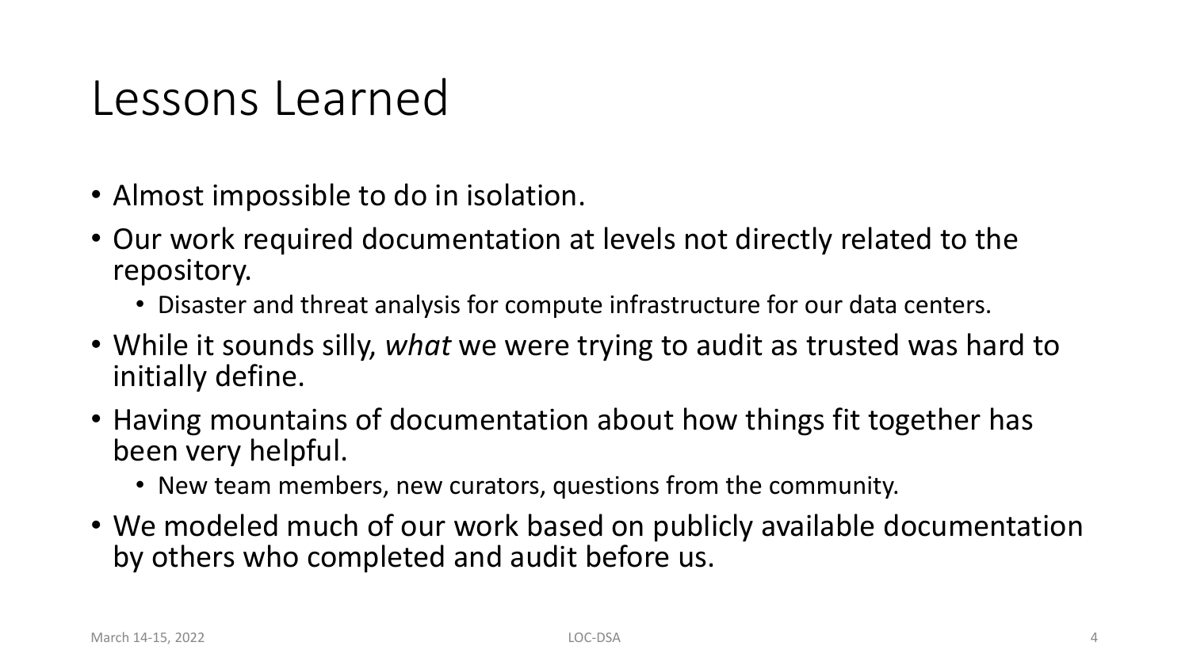# Lessons Learned

- Almost impossible to do in isolation.
- Our work required documentation at levels not directly related to the repository.
  - Disaster and threat analysis for compute infrastructure for our data centers.
- While it sounds silly, *what* we were trying to audit as trusted was hard to initially define.
- Having mountains of documentation about how things fit together has been very helpful.
  - New team members, new curators, questions from the community.
- We modeled much of our work based on publicly available documentation by others who completed and audit before us.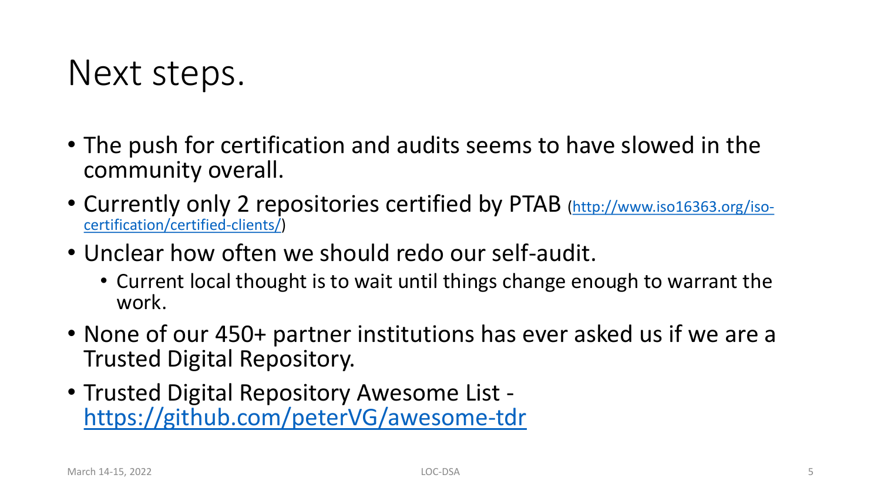# Next steps.

- The push for certification and audits seems to have slowed in the community overall.
- Currently only 2 repositories certified by PTAB ([http://www.iso16363.org/iso-certification/certified-clients/](http://www.iso16363.org/iso-certification/certified-clients/))
- Unclear how often we should redo our self-audit.
  - Current local thought is to wait until things change enough to warrant the work.
- None of our 450+ partner institutions has ever asked us if we are a Trusted Digital Repository.
- Trusted Digital Repository Awesome List - [https://github.com/peterVG/awesome-tdr](https://github.com/peterVG/awesome-tdr)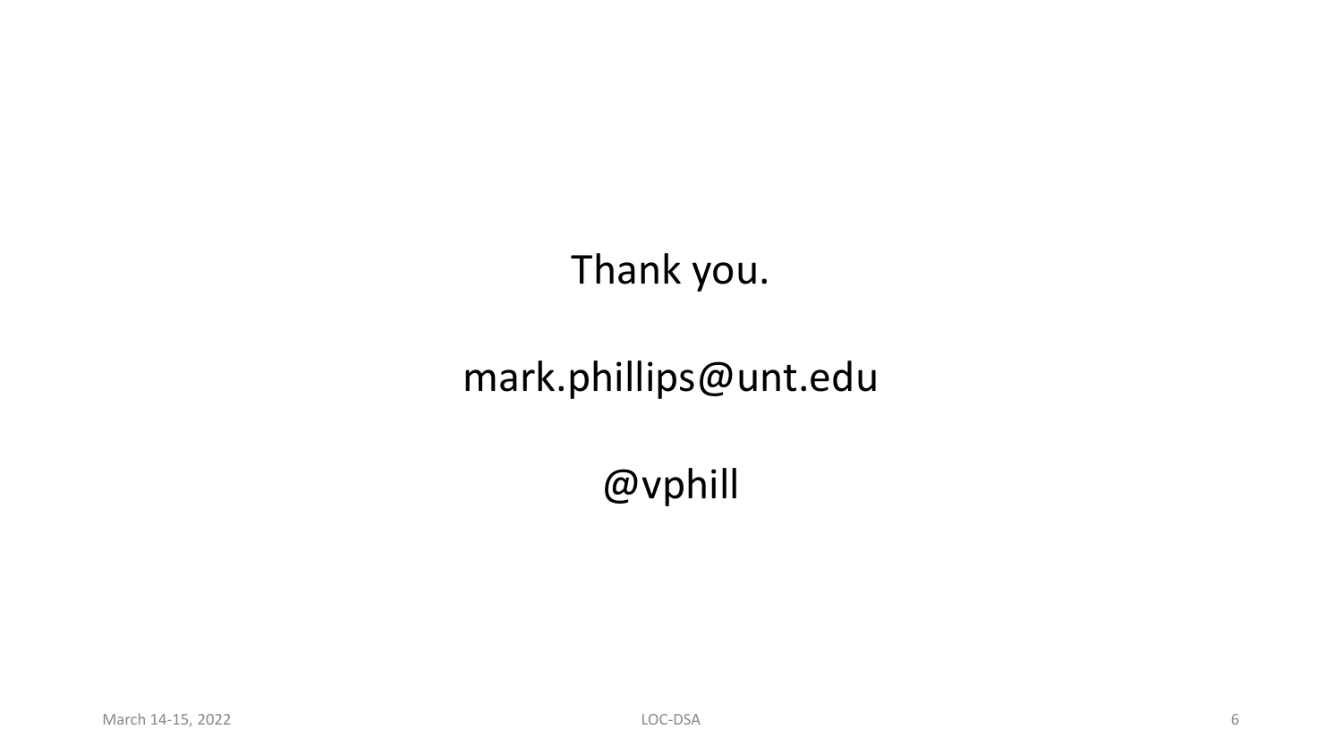Thank you.

mark.phillips@unt.edu

@vphill